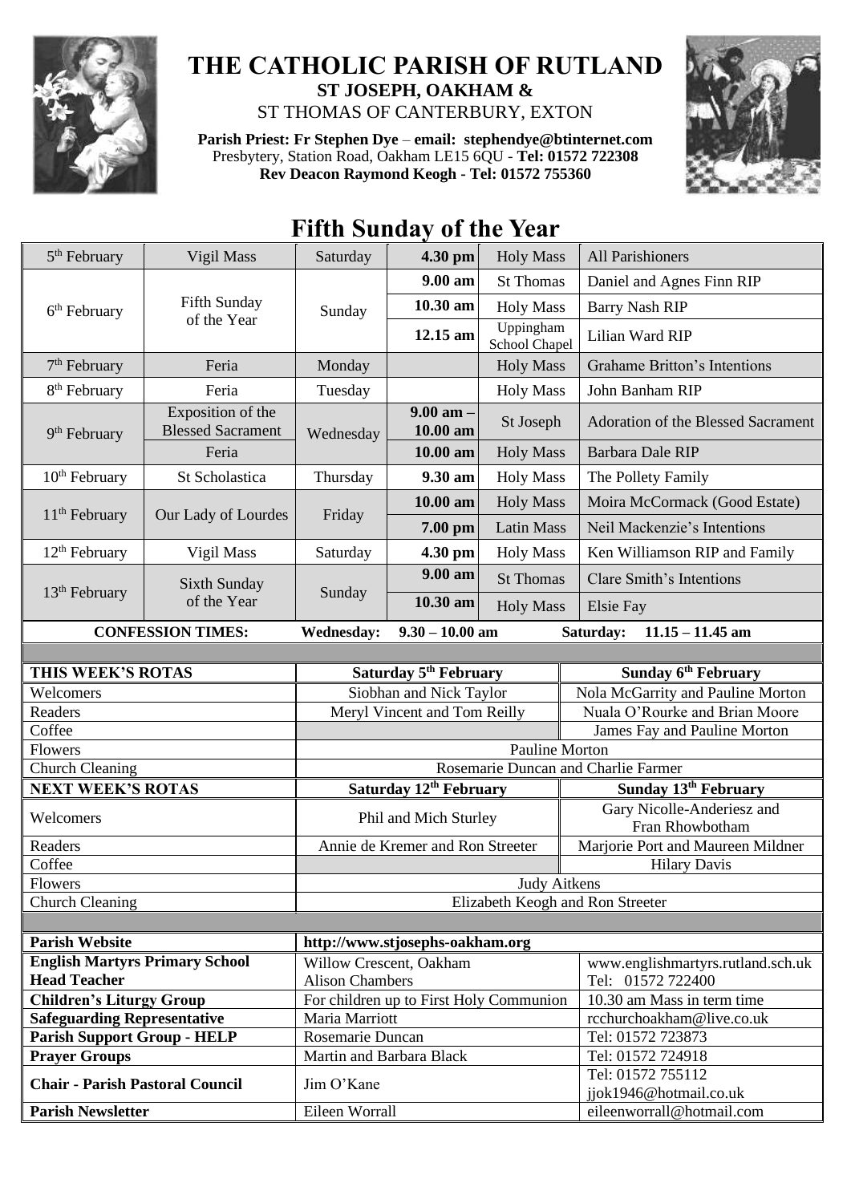# THE CATHOLIC PARISH OF RUTLAND

## ST JOSEPH, OAKHAM &

ST THOMAS OF CANTERBURY, EXTON

**Parish Priest: Fr Stephen Dye** – **email: stephendye@btinternet.com**
Presbytery, Station Road, Oakham LE15 6QU - **Tel: 01572 722308**
**Rev Deacon Raymond Keogh - Tel: 01572 755360**

# Fifth Sunday of the Year

| Date | Day | Weekday | Time | Service | Intention |
|---|---|---|---|---|---|
| 5th February | Vigil Mass | Saturday | **4.30 pm** | Holy Mass | All Parishioners |
| 6th February | Fifth Sunday of the Year | Sunday | **9.00 am** | St Thomas | Daniel and Agnes Finn RIP |
| | | | **10.30 am** | Holy Mass | Barry Nash RIP |
| | | | **12.15 am** | Uppingham School Chapel | Lilian Ward RIP |
| 7th February | Feria | Monday | | Holy Mass | Grahame Britton's Intentions |
| 8th February | Feria | Tuesday | | Holy Mass | John Banham RIP |
| 9th February | Exposition of the Blessed Sacrament | Wednesday | **9.00 am – 10.00 am** | St Joseph | Adoration of the Blessed Sacrament |
| | Feria | | **10.00 am** | Holy Mass | Barbara Dale RIP |
| 10th February | St Scholastica | Thursday | **9.30 am** | Holy Mass | The Pollety Family |
| 11th February | Our Lady of Lourdes | Friday | **10.00 am** | Holy Mass | Moira McCormack (Good Estate) |
| | | | **7.00 pm** | Latin Mass | Neil Mackenzie's Intentions |
| 12th February | Vigil Mass | Saturday | **4.30 pm** | Holy Mass | Ken Williamson RIP and Family |
| 13th February | Sixth Sunday of the Year | Sunday | **9.00 am** | St Thomas | Clare Smith's Intentions |
| | | | **10.30 am** | Holy Mass | Elsie Fay |

**CONFESSION TIMES:** **Wednesday: 9.30 – 10.00 am** **Saturday: 11.15 – 11.45 am**

| **THIS WEEK'S ROTAS** | **Saturday 5th February** | **Sunday 6th February** |
|---|---|---|
| Welcomers | Siobhan and Nick Taylor | Nola McGarrity and Pauline Morton |
| Readers | Meryl Vincent and Tom Reilly | Nuala O'Rourke and Brian Moore |
| Coffee | | James Fay and Pauline Morton |
| Flowers | Pauline Morton | |
| Church Cleaning | Rosemarie Duncan and Charlie Farmer | |
| **NEXT WEEK'S ROTAS** | **Saturday 12th February** | **Sunday 13th February** |
| Welcomers | Phil and Mich Sturley | Gary Nicolle-Anderiesz and Fran Rhowbotham |
| Readers | Annie de Kremer and Ron Streeter | Marjorie Port and Maureen Mildner |
| Coffee | | Hilary Davis |
| Flowers | Judy Aitkens | |
| Church Cleaning | Elizabeth Keogh and Ron Streeter | |

| | | |
|---|---|---|
| **Parish Website** | http://www.stjosephs-oakham.org | |
| **English Martyrs Primary School** **Head Teacher** | Willow Crescent, Oakham Alison Chambers | www.englishmartyrs.rutland.sch.uk Tel: 01572 722400 |
| **Children's Liturgy Group** | For children up to First Holy Communion | 10.30 am Mass in term time |
| **Safeguarding Representative** | Maria Marriott | rcchurchoakham@live.co.uk |
| **Parish Support Group - HELP** | Rosemarie Duncan | Tel: 01572 723873 |
| **Prayer Groups** | Martin and Barbara Black | Tel: 01572 724918 |
| **Chair - Parish Pastoral Council** | Jim O'Kane | Tel: 01572 755112 jjok1946@hotmail.co.uk |
| **Parish Newsletter** | Eileen Worrall | eileenworrall@hotmail.com |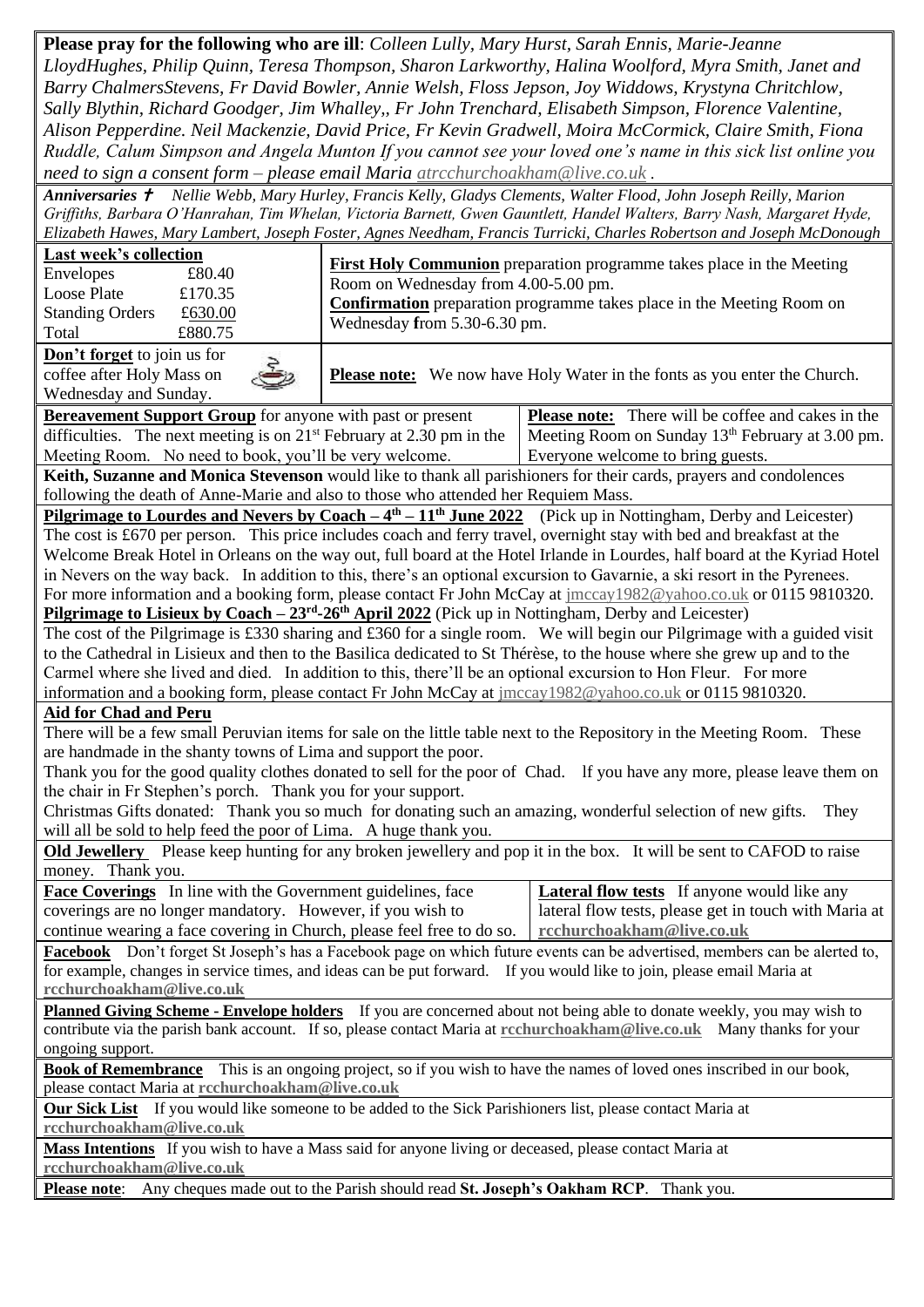**Please pray for the following who are ill**: *Colleen Lully, Mary Hurst, Sarah Ennis, Marie-Jeanne LloydHughes, Philip Quinn, Teresa Thompson, Sharon Larkworthy, Halina Woolford, Myra Smith, Janet and Barry ChalmersStevens, Fr David Bowler, Annie Welsh, Floss Jepson, Joy Widdows, Krystyna Chritchlow, Sally Blythin, Richard Goodger, Jim Whalley,, Fr John Trenchard, Elisabeth Simpson, Florence Valentine, Alison Pepperdine. Neil Mackenzie, David Price, Fr Kevin Gradwell, Moira McCormick, Claire Smith, Fiona Ruddle, Calum Simpson and Angela Munton If you cannot see your loved one's name in this sick list online you need to sign a consent form – please email Maria atrcchurchoakham@live.co.uk .*

***Anniversaries*** ✝ *Nellie Webb, Mary Hurley, Francis Kelly, Gladys Clements, Walter Flood, John Joseph Reilly, Marion Griffiths, Barbara O'Hanrahan, Tim Whelan, Victoria Barnett, Gwen Gauntlett, Handel Walters, Barry Nash, Margaret Hyde, Elizabeth Hawes, Mary Lambert, Joseph Foster, Agnes Needham, Francis Turricki, Charles Robertson and Joseph McDonough*

**Last week's collection**

| | |
|---|---|
| Envelopes | £80.40 |
| Loose Plate | £170.35 |
| Standing Orders | £630.00 |
| Total | £880.75 |

**First Holy Communion** preparation programme takes place in the Meeting Room on Wednesday from 4.00-5.00 pm.
**Confirmation** preparation programme takes place in the Meeting Room on Wednesday from 5.30-6.30 pm.

**Don't forget** to join us for coffee after Holy Mass on Wednesday and Sunday.

**Please note:** We now have Holy Water in the fonts as you enter the Church.

**Bereavement Support Group** for anyone with past or present difficulties. The next meeting is on 21st February at 2.30 pm in the Meeting Room. No need to book, you'll be very welcome.

**Please note:** There will be coffee and cakes in the Meeting Room on Sunday 13th February at 3.00 pm. Everyone welcome to bring guests.

**Keith, Suzanne and Monica Stevenson** would like to thank all parishioners for their cards, prayers and condolences following the death of Anne-Marie and also to those who attended her Requiem Mass.

**Pilgrimage to Lourdes and Nevers by Coach – 4th – 11th June 2022** (Pick up in Nottingham, Derby and Leicester)
The cost is £670 per person. This price includes coach and ferry travel, overnight stay with bed and breakfast at the Welcome Break Hotel in Orleans on the way out, full board at the Hotel Irlande in Lourdes, half board at the Kyriad Hotel in Nevers on the way back. In addition to this, there's an optional excursion to Gavarnie, a ski resort in the Pyrenees. For more information and a booking form, please contact Fr John McCay at jmccay1982@yahoo.co.uk or 0115 9810320.

**Pilgrimage to Lisieux by Coach – 23rd-26th April 2022** (Pick up in Nottingham, Derby and Leicester)
The cost of the Pilgrimage is £330 sharing and £360 for a single room. We will begin our Pilgrimage with a guided visit to the Cathedral in Lisieux and then to the Basilica dedicated to St Thérèse, to the house where she grew up and to the Carmel where she lived and died. In addition to this, there'll be an optional excursion to Hon Fleur. For more information and a booking form, please contact Fr John McCay at jmccay1982@yahoo.co.uk or 0115 9810320.

**Aid for Chad and Peru**
There will be a few small Peruvian items for sale on the little table next to the Repository in the Meeting Room. These are handmade in the shanty towns of Lima and support the poor.
Thank you for the good quality clothes donated to sell for the poor of Chad. If you have any more, please leave them on the chair in Fr Stephen's porch. Thank you for your support.
Christmas Gifts donated: Thank you so much for donating such an amazing, wonderful selection of new gifts. They will all be sold to help feed the poor of Lima. A huge thank you.

**Old Jewellery** Please keep hunting for any broken jewellery and pop it in the box. It will be sent to CAFOD to raise money. Thank you.

**Face Coverings** In line with the Government guidelines, face coverings are no longer mandatory. However, if you wish to continue wearing a face covering in Church, please feel free to do so.

**Lateral flow tests** If anyone would like any lateral flow tests, please get in touch with Maria at **rcchurchoakham@live.co.uk**

**Facebook** Don't forget St Joseph's has a Facebook page on which future events can be advertised, members can be alerted to, for example, changes in service times, and ideas can be put forward. If you would like to join, please email Maria at **rcchurchoakham@live.co.uk**

**Planned Giving Scheme - Envelope holders** If you are concerned about not being able to donate weekly, you may wish to contribute via the parish bank account. If so, please contact Maria at **rcchurchoakham@live.co.uk** Many thanks for your ongoing support.

**Book of Remembrance** This is an ongoing project, so if you wish to have the names of loved ones inscribed in our book, please contact Maria at **rcchurchoakham@live.co.uk**

**Our Sick List** If you would like someone to be added to the Sick Parishioners list, please contact Maria at **rcchurchoakham@live.co.uk**

**Mass Intentions** If you wish to have a Mass said for anyone living or deceased, please contact Maria at **rcchurchoakham@live.co.uk**

**Please note**: Any cheques made out to the Parish should read **St. Joseph's Oakham RCP**. Thank you.